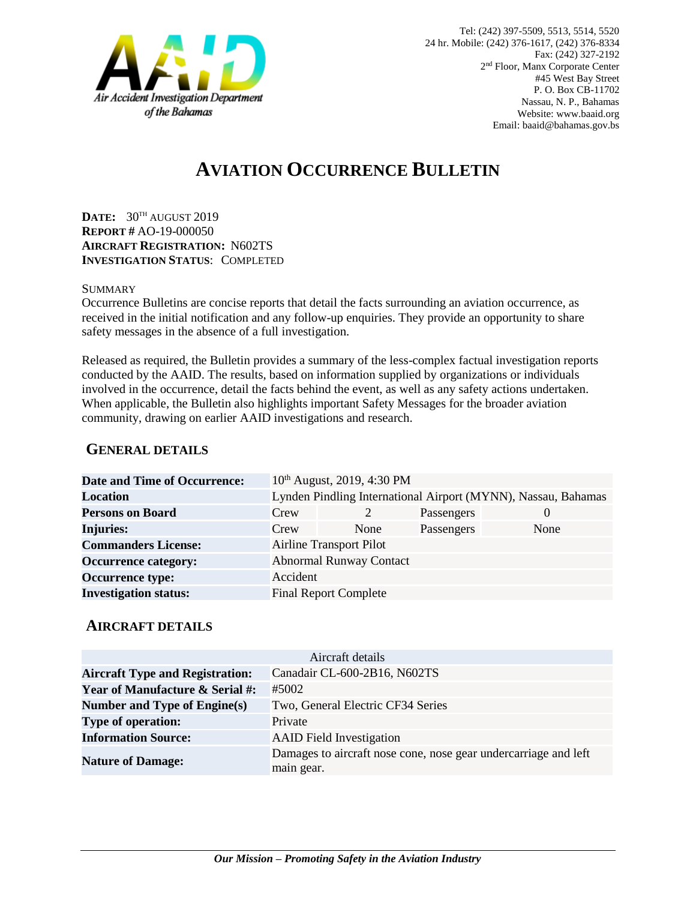Air Accident Investigation Department of the Bahamas

Tel: (242) 397-5509, 5513, 5514, 5520
24 hr. Mobile: (242) 376-1617, (242) 376-8334
Fax: (242) 327-2192
2nd Floor, Manx Corporate Center
#45 West Bay Street
P. O. Box CB-11702
Nassau, N. P., Bahamas
Website: www.baaid.org
Email: baaid@bahamas.gov.bs

# AVIATION OCCURRENCE BULLETIN

**DATE:** 30TH AUGUST 2019
**REPORT #** AO-19-000050
**AIRCRAFT REGISTRATION:** N602TS
**INVESTIGATION STATUS**: COMPLETED

SUMMARY

Occurrence Bulletins are concise reports that detail the facts surrounding an aviation occurrence, as received in the initial notification and any follow-up enquiries. They provide an opportunity to share safety messages in the absence of a full investigation.

Released as required, the Bulletin provides a summary of the less-complex factual investigation reports conducted by the AAID. The results, based on information supplied by organizations or individuals involved in the occurrence, detail the facts behind the event, as well as any safety actions undertaken. When applicable, the Bulletin also highlights important Safety Messages for the broader aviation community, drawing on earlier AAID investigations and research.

## GENERAL DETAILS

| | | | | |
|---|---|---|---|---|
| **Date and Time of Occurrence:** | 10th August, 2019, 4:30 PM | | | |
| **Location** | Lynden Pindling International Airport (MYNN), Nassau, Bahamas | | | |
| **Persons on Board** | Crew | 2 | Passengers | 0 |
| **Injuries:** | Crew | None | Passengers | None |
| **Commanders License:** | Airline Transport Pilot | | | |
| **Occurrence category:** | Abnormal Runway Contact | | | |
| **Occurrence type:** | Accident | | | |
| **Investigation status:** | Final Report Complete | | | |

## AIRCRAFT DETAILS

| Aircraft details | |
|---|---|
| **Aircraft Type and Registration:** | Canadair CL-600-2B16, N602TS |
| **Year of Manufacture & Serial #:** | #5002 |
| **Number and Type of Engine(s)** | Two, General Electric CF34 Series |
| **Type of operation:** | Private |
| **Information Source:** | AAID Field Investigation |
| **Nature of Damage:** | Damages to aircraft nose cone, nose gear undercarriage and left main gear. |

*Our Mission – Promoting Safety in the Aviation Industry*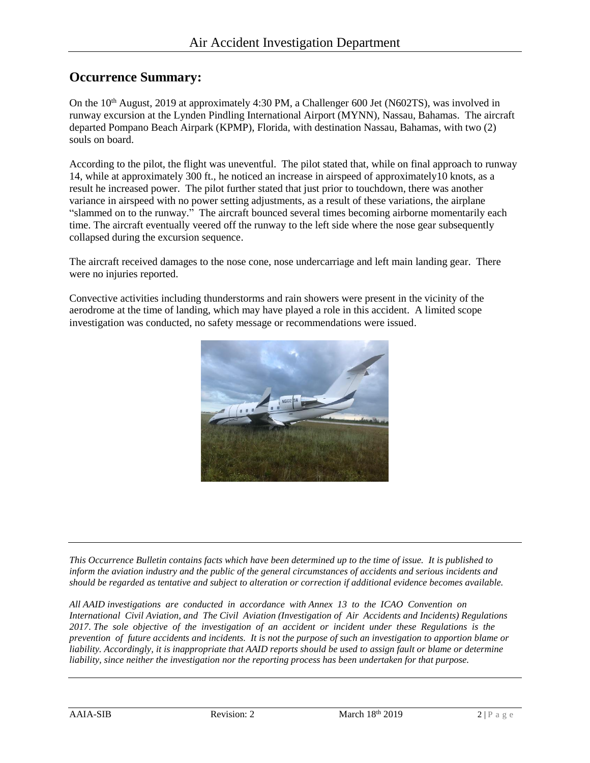## Occurrence Summary:

On the 10th August, 2019 at approximately 4:30 PM, a Challenger 600 Jet (N602TS), was involved in runway excursion at the Lynden Pindling International Airport (MYNN), Nassau, Bahamas. The aircraft departed Pompano Beach Airpark (KPMP), Florida, with destination Nassau, Bahamas, with two (2) souls on board.

According to the pilot, the flight was uneventful. The pilot stated that, while on final approach to runway 14, while at approximately 300 ft., he noticed an increase in airspeed of approximately10 knots, as a result he increased power. The pilot further stated that just prior to touchdown, there was another variance in airspeed with no power setting adjustments, as a result of these variations, the airplane "slammed on to the runway." The aircraft bounced several times becoming airborne momentarily each time. The aircraft eventually veered off the runway to the left side where the nose gear subsequently collapsed during the excursion sequence.

The aircraft received damages to the nose cone, nose undercarriage and left main landing gear. There were no injuries reported.

Convective activities including thunderstorms and rain showers were present in the vicinity of the aerodrome at the time of landing, which may have played a role in this accident. A limited scope investigation was conducted, no safety message or recommendations were issued.

*This Occurrence Bulletin contains facts which have been determined up to the time of issue. It is published to inform the aviation industry and the public of the general circumstances of accidents and serious incidents and should be regarded as tentative and subject to alteration or correction if additional evidence becomes available.*

*All AAID investigations are conducted in accordance with Annex 13 to the ICAO Convention on International Civil Aviation, and The Civil Aviation (Investigation of Air Accidents and Incidents) Regulations 2017. The sole objective of the investigation of an accident or incident under these Regulations is the prevention of future accidents and incidents. It is not the purpose of such an investigation to apportion blame or liability. Accordingly, it is inappropriate that AAID reports should be used to assign fault or blame or determine liability, since neither the investigation nor the reporting process has been undertaken for that purpose.*

AAIA-SIB Revision: 2 March 18th 2019